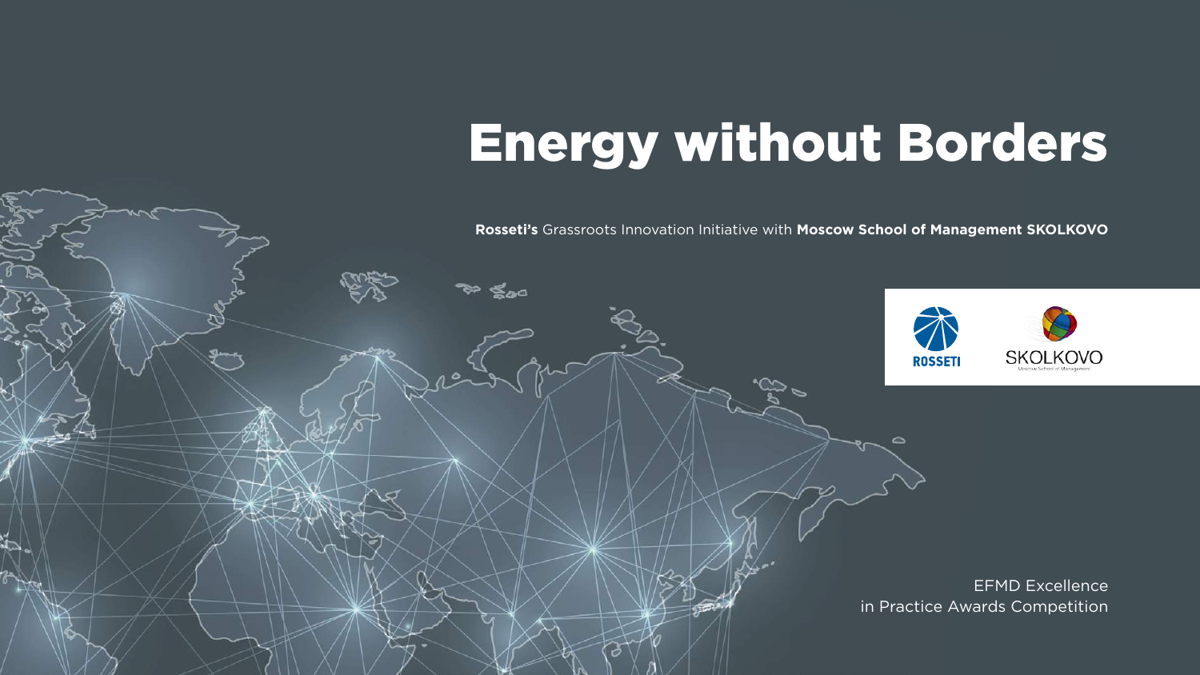# Energy without Borders

**Rosseti's** Grassroots Innovation Initiative with **Moscow School of Management SKOLKOVO**

ROSSETI

SKOLKOVO
Moscow School of Management

EFMD Excellence
in Practice Awards Competition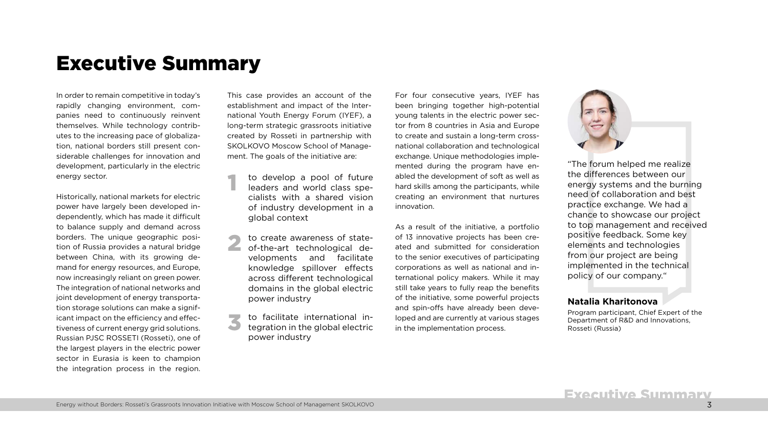# Executive Summary

In order to remain competitive in today's rapidly changing environment, companies need to continuously reinvent themselves. While technology contributes to the increasing pace of globalization, national borders still present considerable challenges for innovation and development, particularly in the electric energy sector.

Historically, national markets for electric power have largely been developed independently, which has made it difficult to balance supply and demand across borders. The unique geographic position of Russia provides a natural bridge between China, with its growing demand for energy resources, and Europe, now increasingly reliant on green power. The integration of national networks and joint development of energy transportation storage solutions can make a significant impact on the efficiency and effectiveness of current energy grid solutions. Russian PJSC ROSSETI (Rosseti), one of the largest players in the electric power sector in Eurasia is keen to champion the integration process in the region.

This case provides an account of the establishment and impact of the International Youth Energy Forum (IYEF), a long-term strategic grassroots initiative created by Rosseti in partnership with SKOLKOVO Moscow School of Management. The goals of the initiative are:

1. to develop a pool of future leaders and world class specialists with a shared vision of industry development in a global context
2. to create awareness of state-of-the-art technological developments and facilitate knowledge spillover effects across different technological domains in the global electric power industry
3. to facilitate international integration in the global electric power industry

For four consecutive years, IYEF has been bringing together high-potential young talents in the electric power sector from 8 countries in Asia and Europe to create and sustain a long-term cross-national collaboration and technological exchange. Unique methodologies implemented during the program have enabled the development of soft as well as hard skills among the participants, while creating an environment that nurtures innovation.

As a result of the initiative, a portfolio of 13 innovative projects has been created and submitted for consideration to the senior executives of participating corporations as well as national and international policy makers. While it may still take years to fully reap the benefits of the initiative, some powerful projects and spin-offs have already been developed and are currently at various stages in the implementation process.

"The forum helped me realize the differences between our energy systems and the burning need of collaboration and best practice exchange. We had a chance to showcase our project to top management and received positive feedback. Some key elements and technologies from our project are being implemented in the technical policy of our company."

**Natalia Kharitonova**

Program participant, Chief Expert of the Department of R&D and Innovations, Rosseti (Russia)